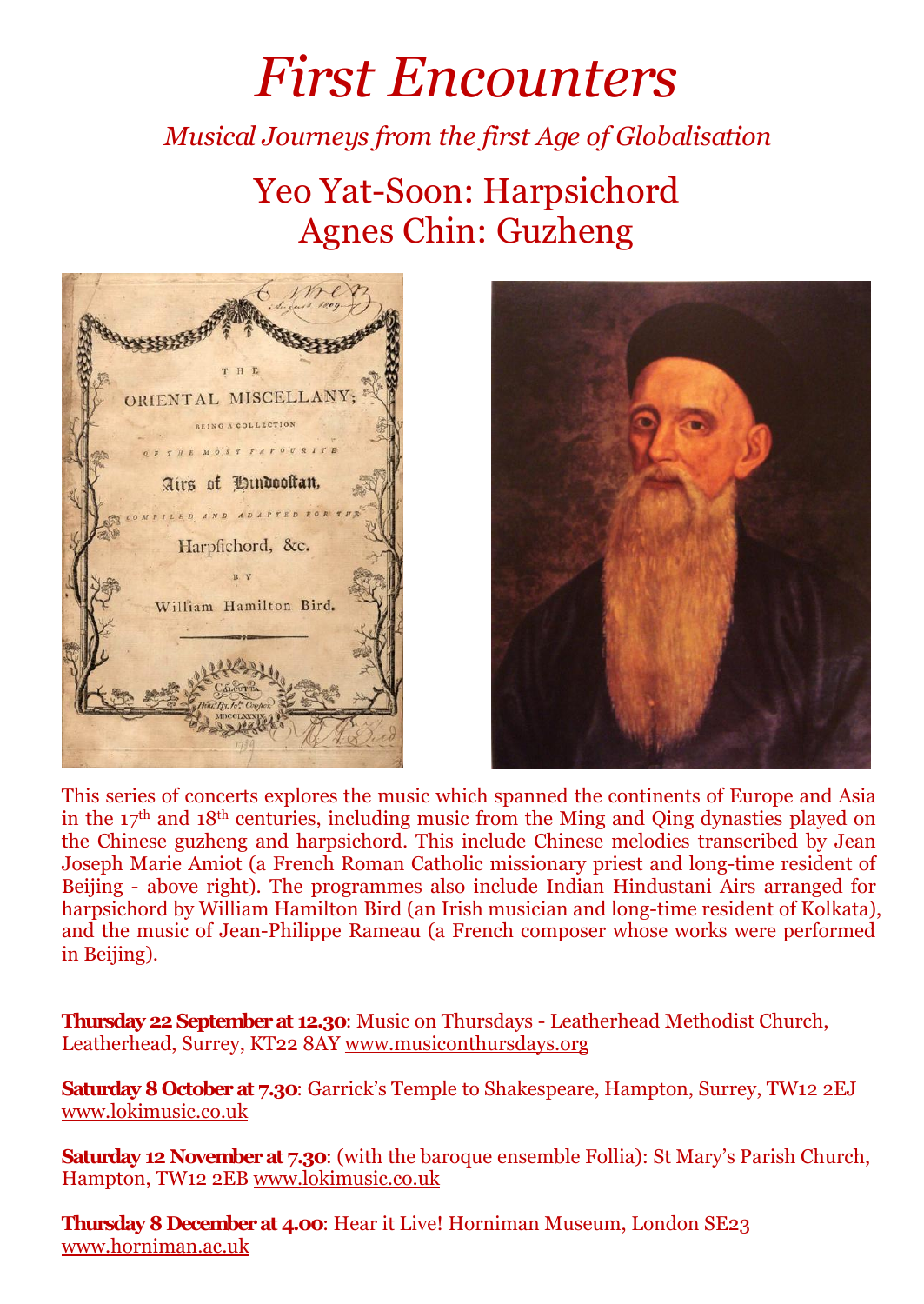# *First Encounters*

*Musical Journeys from the first Age of Globalisation*

## Yeo Yat-Soon: Harpsichord
## Agnes Chin: Guzheng

This series of concerts explores the music which spanned the continents of Europe and Asia in the 17th and 18th centuries, including music from the Ming and Qing dynasties played on the Chinese guzheng and harpsichord. This include Chinese melodies transcribed by Jean Joseph Marie Amiot (a French Roman Catholic missionary priest and long-time resident of Beijing - above right). The programmes also include Indian Hindustani Airs arranged for harpsichord by William Hamilton Bird (an Irish musician and long-time resident of Kolkata), and the music of Jean-Philippe Rameau (a French composer whose works were performed in Beijing).

**Thursday 22 September at 12.30**: Music on Thursdays - Leatherhead Methodist Church, Leatherhead, Surrey, KT22 8AY www.musiconthursdays.org

**Saturday 8 October at 7.30**: Garrick's Temple to Shakespeare, Hampton, Surrey, TW12 2EJ www.lokimusic.co.uk

**Saturday 12 November at 7.30**: (with the baroque ensemble Follia): St Mary's Parish Church, Hampton, TW12 2EB www.lokimusic.co.uk

**Thursday 8 December at 4.00**: Hear it Live! Horniman Museum, London SE23 www.horniman.ac.uk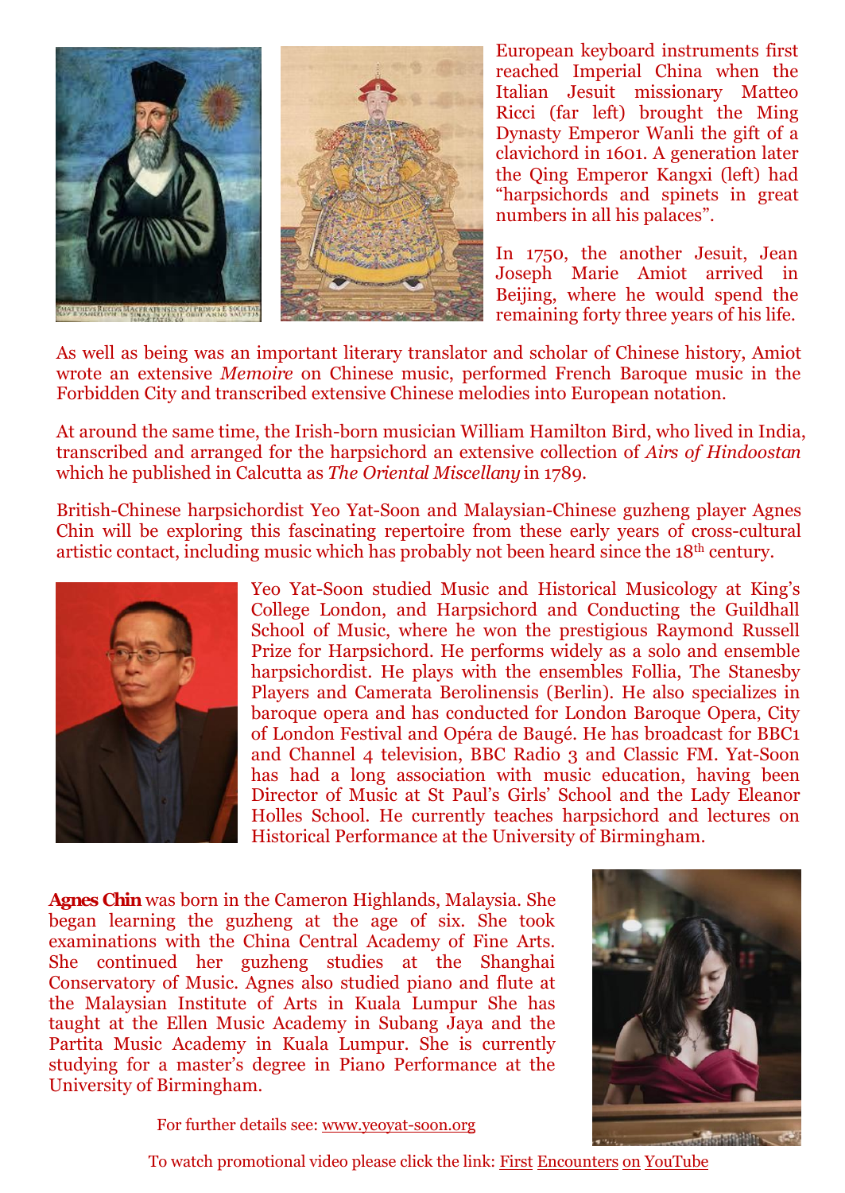European keyboard instruments first reached Imperial China when the Italian Jesuit missionary Matteo Ricci (far left) brought the Ming Dynasty Emperor Wanli the gift of a clavichord in 1601. A generation later the Qing Emperor Kangxi (left) had "harpsichords and spinets in great numbers in all his palaces".

In 1750, the another Jesuit, Jean Joseph Marie Amiot arrived in Beijing, where he would spend the remaining forty three years of his life.

As well as being was an important literary translator and scholar of Chinese history, Amiot wrote an extensive *Memoire* on Chinese music, performed French Baroque music in the Forbidden City and transcribed extensive Chinese melodies into European notation.

At around the same time, the Irish-born musician William Hamilton Bird, who lived in India, transcribed and arranged for the harpsichord an extensive collection of *Airs of Hindoostan* which he published in Calcutta as *The Oriental Miscellany* in 1789.

British-Chinese harpsichordist Yeo Yat-Soon and Malaysian-Chinese guzheng player Agnes Chin will be exploring this fascinating repertoire from these early years of cross-cultural artistic contact, including music which has probably not been heard since the 18th century.

Yeo Yat-Soon studied Music and Historical Musicology at King's College London, and Harpsichord and Conducting the Guildhall School of Music, where he won the prestigious Raymond Russell Prize for Harpsichord. He performs widely as a solo and ensemble harpsichordist. He plays with the ensembles Follia, The Stanesby Players and Camerata Berolinensis (Berlin). He also specializes in baroque opera and has conducted for London Baroque Opera, City of London Festival and Opéra de Baugé. He has broadcast for BBC1 and Channel 4 television, BBC Radio 3 and Classic FM. Yat-Soon has had a long association with music education, having been Director of Music at St Paul's Girls' School and the Lady Eleanor Holles School. He currently teaches harpsichord and lectures on Historical Performance at the University of Birmingham.

**Agnes Chin** was born in the Cameron Highlands, Malaysia. She began learning the guzheng at the age of six. She took examinations with the China Central Academy of Fine Arts. She continued her guzheng studies at the Shanghai Conservatory of Music. Agnes also studied piano and flute at the Malaysian Institute of Arts in Kuala Lumpur She has taught at the Ellen Music Academy in Subang Jaya and the Partita Music Academy in Kuala Lumpur. She is currently studying for a master's degree in Piano Performance at the University of Birmingham.

For further details see: www.yeoyat-soon.org

To watch promotional video please click the link: First Encounters on YouTube